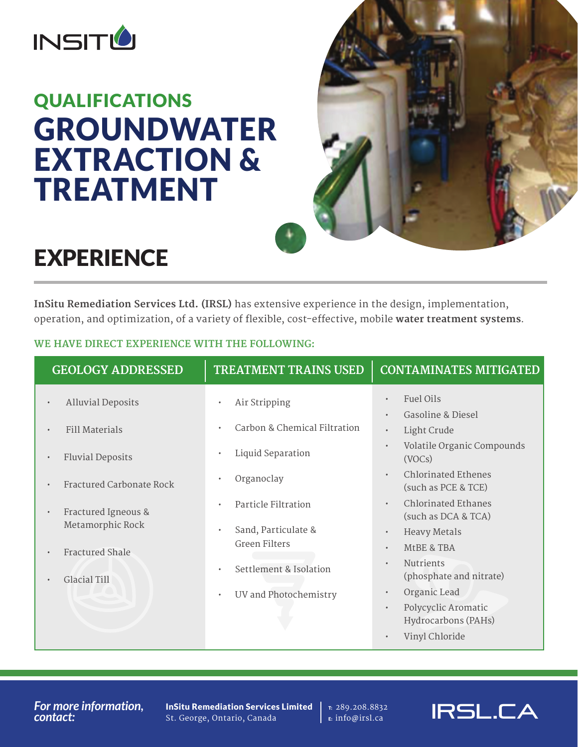INSITU

## QUALIFICATIONS

# GROUNDWATER EXTRACTION & TREATMENT

# EXPERIENCE

**InSitu Remediation Services Ltd. (IRSL)** has extensive experience in the design, implementation, operation, and optimization, of a variety of flexible, cost-effective, mobile **water treatment systems**.

### WE HAVE DIRECT EXPERIENCE WITH THE FOLLOWING:

| GEOLOGY ADDRESSED | TREATMENT TRAINS USED | CONTAMINATES MITIGATED |
| --- | --- | --- |
| • Alluvial Deposits<br>• Fill Materials<br>• Fluvial Deposits<br>• Fractured Carbonate Rock<br>• Fractured Igneous & Metamorphic Rock<br>• Fractured Shale<br>• Glacial Till | • Air Stripping<br>• Carbon & Chemical Filtration<br>• Liquid Separation<br>• Organoclay<br>• Particle Filtration<br>• Sand, Particulate & Green Filters<br>• Settlement & Isolation<br>• UV and Photochemistry | • Fuel Oils<br>• Gasoline & Diesel<br>• Light Crude<br>• Volatile Organic Compounds (VOCs)<br>• Chlorinated Ethenes (such as PCE & TCE)<br>• Chlorinated Ethanes (such as DCA & TCA)<br>• Heavy Metals<br>• MtBE & TBA<br>• Nutrients (phosphate and nitrate)<br>• Organic Lead<br>• Polycyclic Aromatic Hydrocarbons (PAHs)<br>• Vinyl Chloride |

*For more information, contact:*

**InSitu Remediation Services Limited**
St. George, Ontario, Canada

T: 289.208.8832
E: info@irsl.ca

IRSL.CA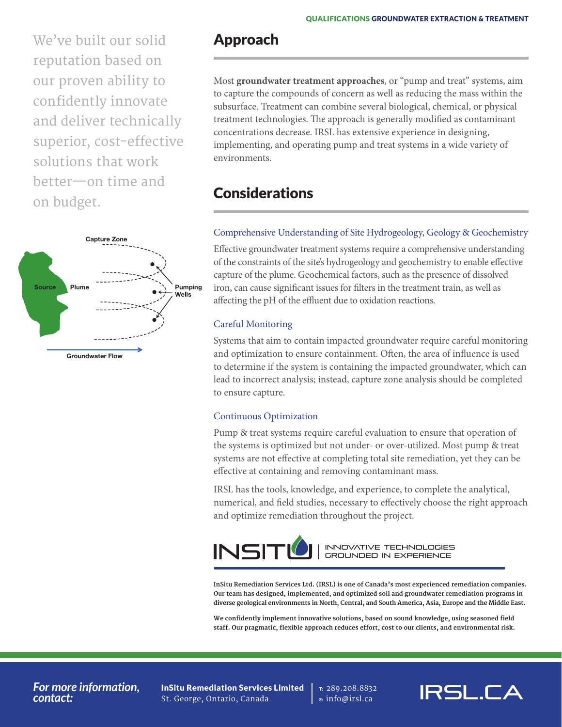We've built our solid reputation based on our proven ability to confidently innovate and deliver technically superior, cost-effective solutions that work better—on time and on budget.

Capture Zone

Source

Plume

Pumping Wells

Groundwater Flow

## Approach

Most **groundwater treatment approaches**, or "pump and treat" systems, aim to capture the compounds of concern as well as reducing the mass within the subsurface. Treatment can combine several biological, chemical, or physical treatment technologies. The approach is generally modified as contaminant concentrations decrease. IRSL has extensive experience in designing, implementing, and operating pump and treat systems in a wide variety of environments.

## Considerations

### Comprehensive Understanding of Site Hydrogeology, Geology & Geochemistry

Effective groundwater treatment systems require a comprehensive understanding of the constraints of the site's hydrogeology and geochemistry to enable effective capture of the plume. Geochemical factors, such as the presence of dissolved iron, can cause significant issues for filters in the treatment train, as well as affecting the pH of the effluent due to oxidation reactions.

### Careful Monitoring

Systems that aim to contain impacted groundwater require careful monitoring and optimization to ensure containment. Often, the area of influence is used to determine if the system is containing the impacted groundwater, which can lead to incorrect analysis; instead, capture zone analysis should be completed to ensure capture.

### Continuous Optimization

Pump & treat systems require careful evaluation to ensure that operation of the systems is optimized but not under- or over-utilized. Most pump & treat systems are not effective at completing total site remediation, yet they can be effective at containing and removing contaminant mass.

IRSL has the tools, knowledge, and experience, to complete the analytical, numerical, and field studies, necessary to effectively choose the right approach and optimize remediation throughout the project.

INSITU | INNOVATIVE TECHNOLOGIES GROUNDED IN EXPERIENCE

**InSitu Remediation Services Ltd. (IRSL) is one of Canada's most experienced remediation companies. Our team has designed, implemented, and optimized soil and groundwater remediation programs in diverse geological environments in North, Central, and South America, Asia, Europe and the Middle East.**

**We confidently implement innovative solutions, based on sound knowledge, using seasoned field staff. Our pragmatic, flexible approach reduces effort, cost to our clients, and environmental risk.**

*For more information, contact:*

**InSitu Remediation Services Limited**
St. George, Ontario, Canada

T: 289.208.8832
E: info@irsl.ca

IRSL.CA